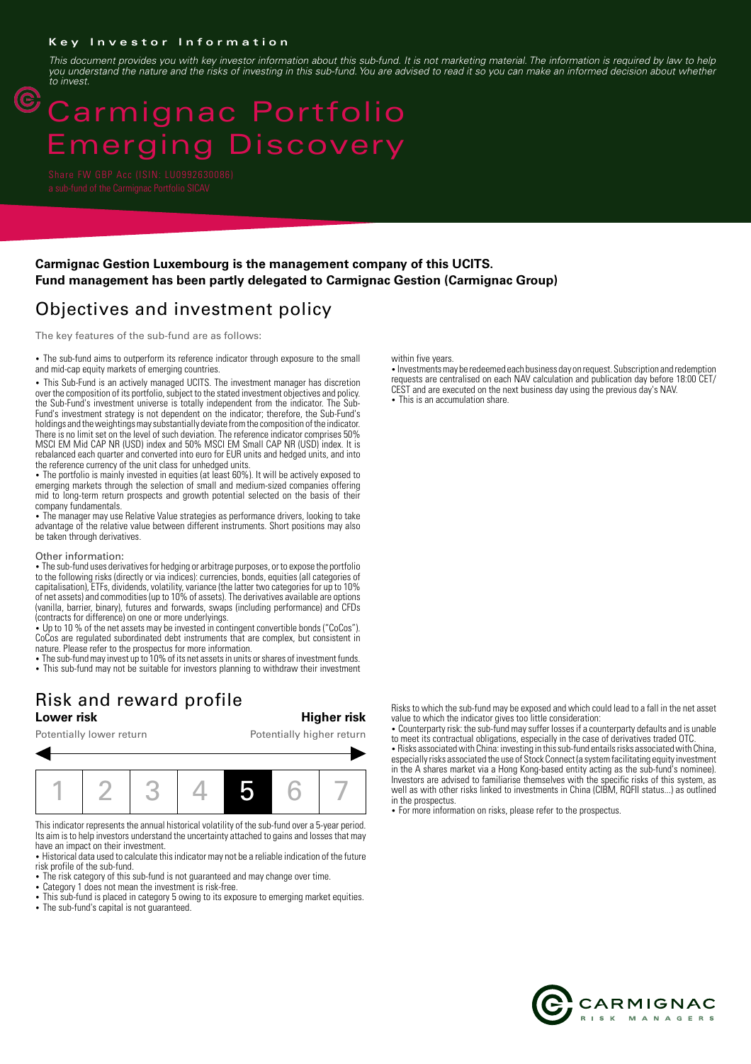**Key Investor Information**

*This document provides you with key investor information about this sub-fund. It is not marketing material. The information is required by law to help you understand the nature and the risks of investing in this sub-fund. You are advised to read it so you can make an informed decision about whether to invest.*

# Carmignac Portfolio Emerging Discovery

Share FW GBP Acc (ISIN: LU0992630086)
a sub-fund of the Carmignac Portfolio SICAV

**Carmignac Gestion Luxembourg is the management company of this UCITS.**
**Fund management has been partly delegated to Carmignac Gestion (Carmignac Group)**

## Objectives and investment policy

The key features of the sub-fund are as follows:

- The sub-fund aims to outperform its reference indicator through exposure to the small and mid-cap equity markets of emerging countries.
- This Sub-Fund is an actively managed UCITS. The investment manager has discretion over the composition of its portfolio, subject to the stated investment objectives and policy. the Sub-Fund's investment universe is totally independent from the indicator. The Sub-Fund's investment strategy is not dependent on the indicator; therefore, the Sub-Fund's holdings and the weightings may substantially deviate from the composition of the indicator. There is no limit set on the level of such deviation. The reference indicator comprises 50% MSCI EM Mid CAP NR (USD) index and 50% MSCI EM Small CAP NR (USD) index. It is rebalanced each quarter and converted into euro for EUR units and hedged units, and into the reference currency of the unit class for unhedged units.
- The portfolio is mainly invested in equities (at least 60%). It will be actively exposed to emerging markets through the selection of small and medium-sized companies offering mid to long-term return prospects and growth potential selected on the basis of their company fundamentals.
- The manager may use Relative Value strategies as performance drivers, looking to take advantage of the relative value between different instruments. Short positions may also be taken through derivatives.

Other information:

- The sub-fund uses derivatives for hedging or arbitrage purposes, or to expose the portfolio to the following risks (directly or via indices): currencies, bonds, equities (all categories of capitalisation), ETFs, dividends, volatility, variance (the latter two categories for up to 10% of net assets) and commodities (up to 10% of assets). The derivatives available are options (vanilla, barrier, binary), futures and forwards, swaps (including performance) and CFDs (contracts for difference) on one or more underlyings.
- Up to 10 % of the net assets may be invested in contingent convertible bonds ("CoCos"). CoCos are regulated subordinated debt instruments that are complex, but consistent in nature. Please refer to the prospectus for more information.
- The sub-fund may invest up to 10% of its net assets in units or shares of investment funds.
- This sub-fund may not be suitable for investors planning to withdraw their investment within five years.
- Investments may be redeemed each business day on request. Subscription and redemption requests are centralised on each NAV calculation and publication day before 18:00 CET/CEST and are executed on the next business day using the previous day's NAV.
- This is an accumulation share.

## Risk and reward profile

| **Lower risk** | | | | | | **Higher risk** |
|---|---|---|---|---|---|---|
| Potentially lower return | | | | | | Potentially higher return |
| 1 | 2 | 3 | 4 | **5** | 6 | 7 |

This indicator represents the annual historical volatility of the sub-fund over a 5-year period. Its aim is to help investors understand the uncertainty attached to gains and losses that may have an impact on their investment.

- Historical data used to calculate this indicator may not be a reliable indication of the future risk profile of the sub-fund.
- The risk category of this sub-fund is not guaranteed and may change over time.
- Category 1 does not mean the investment is risk-free.
- This sub-fund is placed in category 5 owing to its exposure to emerging market equities.
- The sub-fund's capital is not guaranteed.

Risks to which the sub-fund may be exposed and which could lead to a fall in the net asset value to which the indicator gives too little consideration:

- Counterparty risk: the sub-fund may suffer losses if a counterparty defaults and is unable to meet its contractual obligations, especially in the case of derivatives traded OTC.
- Risks associated with China: investing in this sub-fund entails risks associated with China, especially risks associated the use of Stock Connect (a system facilitating equity investment in the A shares market via a Hong Kong-based entity acting as the sub-fund's nominee). Investors are advised to familiarise themselves with the specific risks of this system, as well as with other risks linked to investments in China (CIBM, RQFII status...) as outlined in the prospectus.
- For more information on risks, please refer to the prospectus.

CARMIGNAC RISK MANAGERS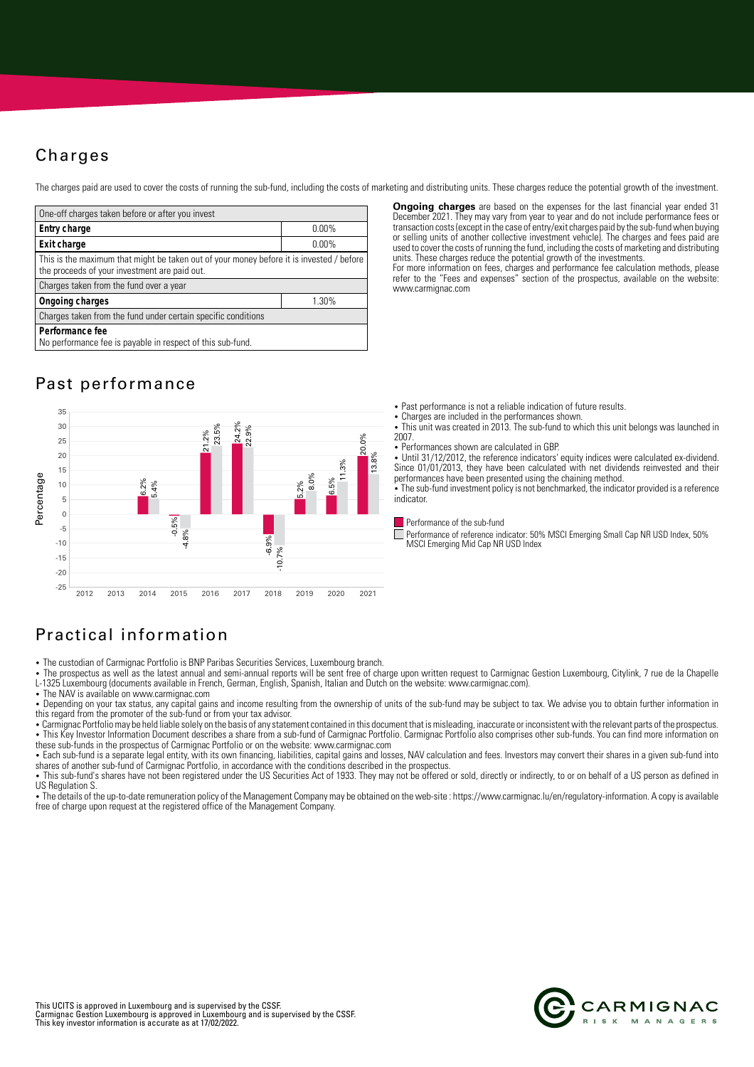## Charges

The charges paid are used to cover the costs of running the sub-fund, including the costs of marketing and distributing units. These charges reduce the potential growth of the investment.

| One-off charges taken before or after you invest | |
|---|---|
| **Entry charge** | 0.00% |
| **Exit charge** | 0.00% |
| This is the maximum that might be taken out of your money before it is invested / before the proceeds of your investment are paid out. | |
| Charges taken from the fund over a year | |
| **Ongoing charges** | 1.30% |
| Charges taken from the fund under certain specific conditions | |
| **Performance fee**<br>No performance fee is payable in respect of this sub-fund. | |

**Ongoing charges** are based on the expenses for the last financial year ended 31 December 2021. They may vary from year to year and do not include performance fees or transaction costs (except in the case of entry/exit charges paid by the sub-fund when buying or selling units of another collective investment vehicle). The charges and fees paid are used to cover the costs of running the fund, including the costs of marketing and distributing units. These charges reduce the potential growth of the investments.
For more information on fees, charges and performance fee calculation methods, please refer to the "Fees and expenses" section of the prospectus, available on the website: www.carmignac.com

## Past performance

Percentage

35
30
25
20
15
10
5
0
-5
-10
-15
-20
-25

2012 2013 2014 2015 2016 2017 2018 2019 2020 2021

6.2% 5.4% -0.5% -4.8% 21.2% 23.5% 24.2% 22.9% -6.9% -10.7% 5.2% 8.0% 6.5% 11.3% 20.0% 13.8%

- Past performance is not a reliable indication of future results.
- Charges are included in the performances shown.
- This unit was created in 2013. The sub-fund to which this unit belongs was launched in 2007.
- Performances shown are calculated in GBP.
- Until 31/12/2012, the reference indicators' equity indices were calculated ex-dividend. Since 01/01/2013, they have been calculated with net dividends reinvested and their performances have been presented using the chaining method.
- The sub-fund investment policy is not benchmarked, the indicator provided is a reference indicator.

Performance of the sub-fund

Performance of reference indicator: 50% MSCI Emerging Small Cap NR USD Index, 50% MSCI Emerging Mid Cap NR USD Index

## Practical information

- The custodian of Carmignac Portfolio is BNP Paribas Securities Services, Luxembourg branch.
- The prospectus as well as the latest annual and semi-annual reports will be sent free of charge upon written request to Carmignac Gestion Luxembourg, Citylink, 7 rue de la Chapelle L-1325 Luxembourg (documents available in French, German, English, Spanish, Italian and Dutch on the website: www.carmignac.com).
- The NAV is available on www.carmignac.com
- Depending on your tax status, any capital gains and income resulting from the ownership of units of the sub-fund may be subject to tax. We advise you to obtain further information in this regard from the promoter of the sub-fund or from your tax advisor.
- Carmignac Portfolio may be held liable solely on the basis of any statement contained in this document that is misleading, inaccurate or inconsistent with the relevant parts of the prospectus.
- This Key Investor Information Document describes a share from a sub-fund of Carmignac Portfolio. Carmignac Portfolio also comprises other sub-funds. You can find more information on these sub-funds in the prospectus of Carmignac Portfolio or on the website: www.carmignac.com
- Each sub-fund is a separate legal entity, with its own financing, liabilities, capital gains and losses, NAV calculation and fees. Investors may convert their shares in a given sub-fund into shares of another sub-fund of Carmignac Portfolio, in accordance with the conditions described in the prospectus.
- This sub-fund's shares have not been registered under the US Securities Act of 1933. They may not be offered or sold, directly or indirectly, to or on behalf of a US person as defined in US Regulation S.
- The details of the up-to-date remuneration policy of the Management Company may be obtained on the web-site : https://www.carmignac.lu/en/regulatory-information. A copy is available free of charge upon request at the registered office of the Management Company.

This UCITS is approved in Luxembourg and is supervised by the CSSF.
Carmignac Gestion Luxembourg is approved in Luxembourg and is supervised by the CSSF.
This key investor information is accurate as at 17/02/2022.